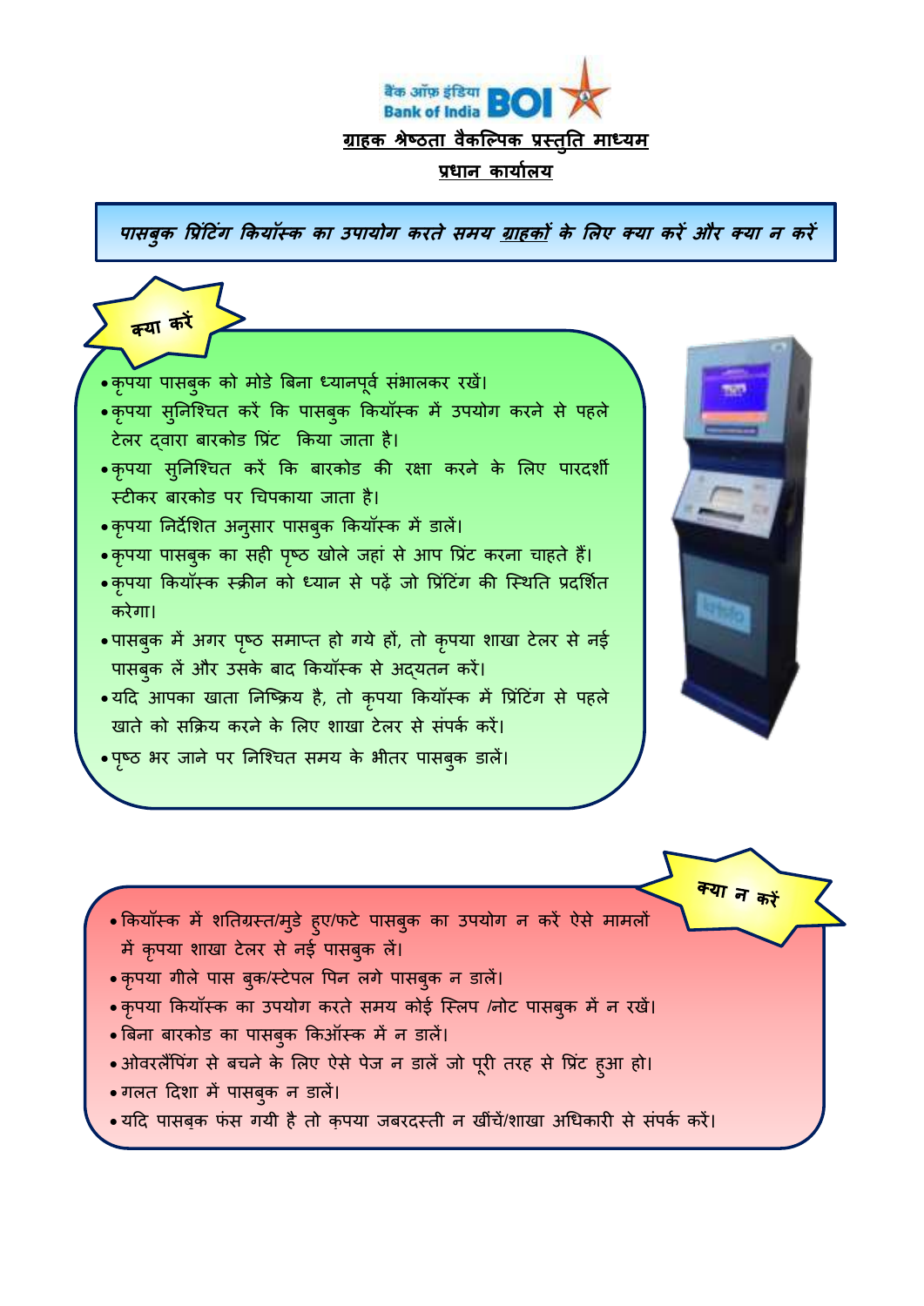बैंक ऑफ़ इंडिया Bank of India BOI

**ग्राहक श्रेष्ठता वैकल्पिक प्रस्तुति माध्यम**

**प्रधान कार्यालय**

## *पासबुक प्रिंटिंग कियॉस्क का उपायोग करते समय ग्राहकों के लिए क्या करें और क्या न करें*

### क्या करें

- कृपया पासबुक को मोडे बिना ध्यानपूर्व संभालकर रखें।
- कृपया सुनिश्चित करें कि पासबुक कियॉस्क में उपयोग करने से पहले टेलर द्वारा बारकोड प्रिंट किया जाता है।
- कृपया सुनिश्चित करें कि बारकोड की रक्षा करने के लिए पारदर्शी स्टीकर बारकोड पर चिपकाया जाता है।
- कृपया निर्देशित अनुसार पासबुक कियॉस्क में डालें।
- कृपया पासबुक का सही पृष्ठ खोले जहां से आप प्रिंट करना चाहते हैं।
- कृपया कियॉस्क स्क्रीन को ध्यान से पढ़े जो प्रिंटिंग की स्थिति प्रदर्शित करेगा।
- पासबुक में अगर पृष्ठ समाप्त हो गये हों, तो कृपया शाखा टेलर से नई पासबुक लें और उसके बाद कियॉस्क से अद्यतन करें।
- यदि आपका खाता निष्क्रिय है, तो कृपया कियॉस्क में प्रिंटिंग से पहले खाते को सक्रिय करने के लिए शाखा टेलर से संपर्क करें।
- पृष्ठ भर जाने पर निश्चित समय के भीतर पासबुक डालें।

### क्या न करें

- कियॉस्क में शतिग्रस्त/मुडे हुए/फटे पासबुक का उपयोग न करें ऐसे मामलों में कृपया शाखा टेलर से नई पासबुक लें।
- कृपया गीले पास बुक/स्टेपल पिन लगे पासबुक न डालें।
- कृपया कियॉस्क का उपयोग करते समय कोई स्लिप /नोट पासबुक में न रखें।
- बिना बारकोड का पासबुक किऑस्क में न डालें।
- ओवरलैपिंग से बचने के लिए ऐसे पेज न डालें जो पूरी तरह से प्रिंट हुआ हो।
- गलत दिशा में पासबुक न डालें।
- यदि पासबुक फंस गयी है तो कृपया जबरदस्ती न खींचें/शाखा अधिकारी से संपर्क करें।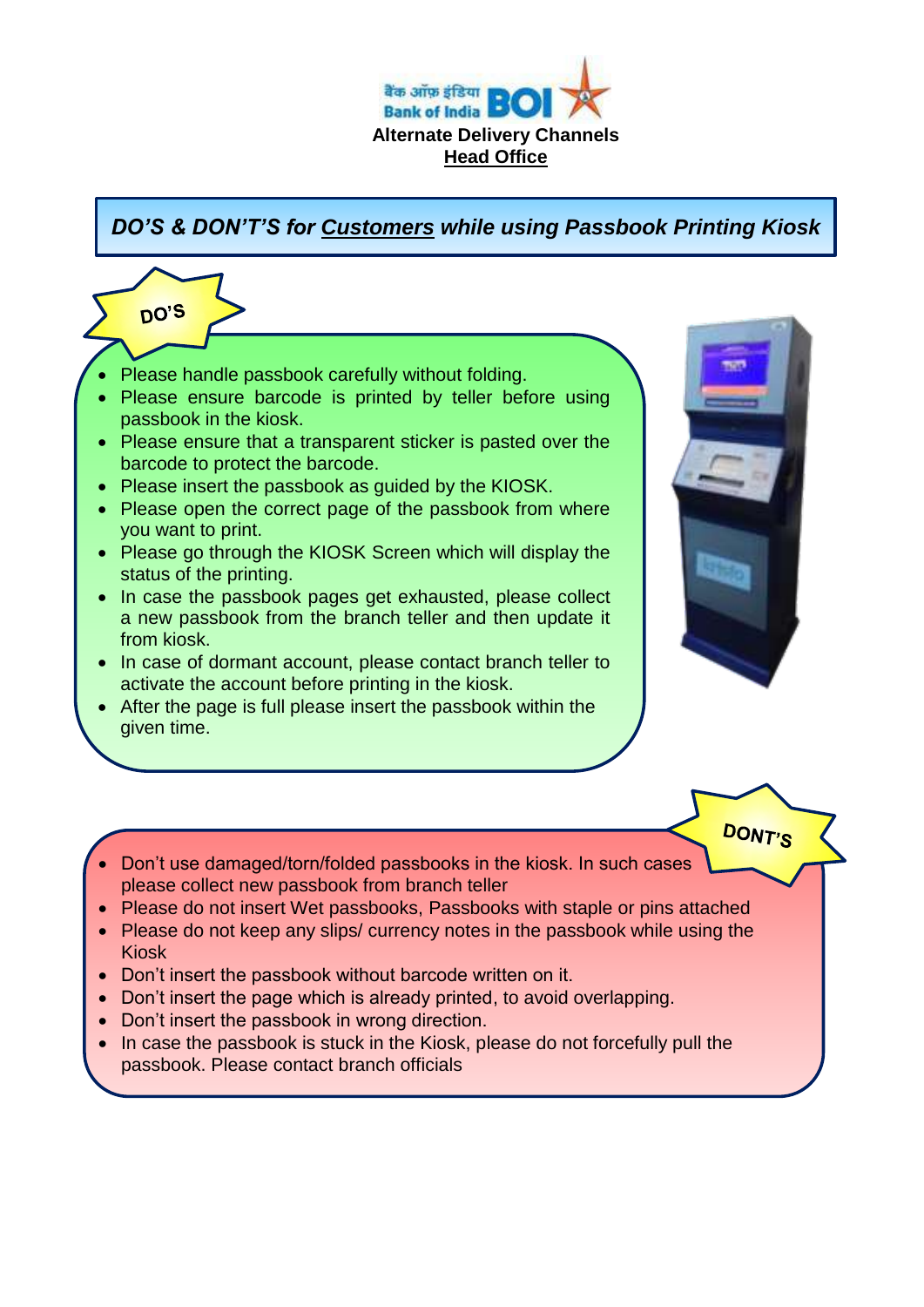Bank of India BOI

**Alternate Delivery Channels**

**Head Office**

## *DO'S & DON'T'S for Customers while using Passbook Printing Kiosk*

### DO'S

- Please handle passbook carefully without folding.
- Please ensure barcode is printed by teller before using passbook in the kiosk.
- Please ensure that a transparent sticker is pasted over the barcode to protect the barcode.
- Please insert the passbook as guided by the KIOSK.
- Please open the correct page of the passbook from where you want to print.
- Please go through the KIOSK Screen which will display the status of the printing.
- In case the passbook pages get exhausted, please collect a new passbook from the branch teller and then update it from kiosk.
- In case of dormant account, please contact branch teller to activate the account before printing in the kiosk.
- After the page is full please insert the passbook within the given time.

### DONT'S

- Don't use damaged/torn/folded passbooks in the kiosk. In such cases please collect new passbook from branch teller
- Please do not insert Wet passbooks, Passbooks with staple or pins attached
- Please do not keep any slips/ currency notes in the passbook while using the Kiosk
- Don't insert the passbook without barcode written on it.
- Don't insert the page which is already printed, to avoid overlapping.
- Don't insert the passbook in wrong direction.
- In case the passbook is stuck in the Kiosk, please do not forcefully pull the passbook. Please contact branch officials